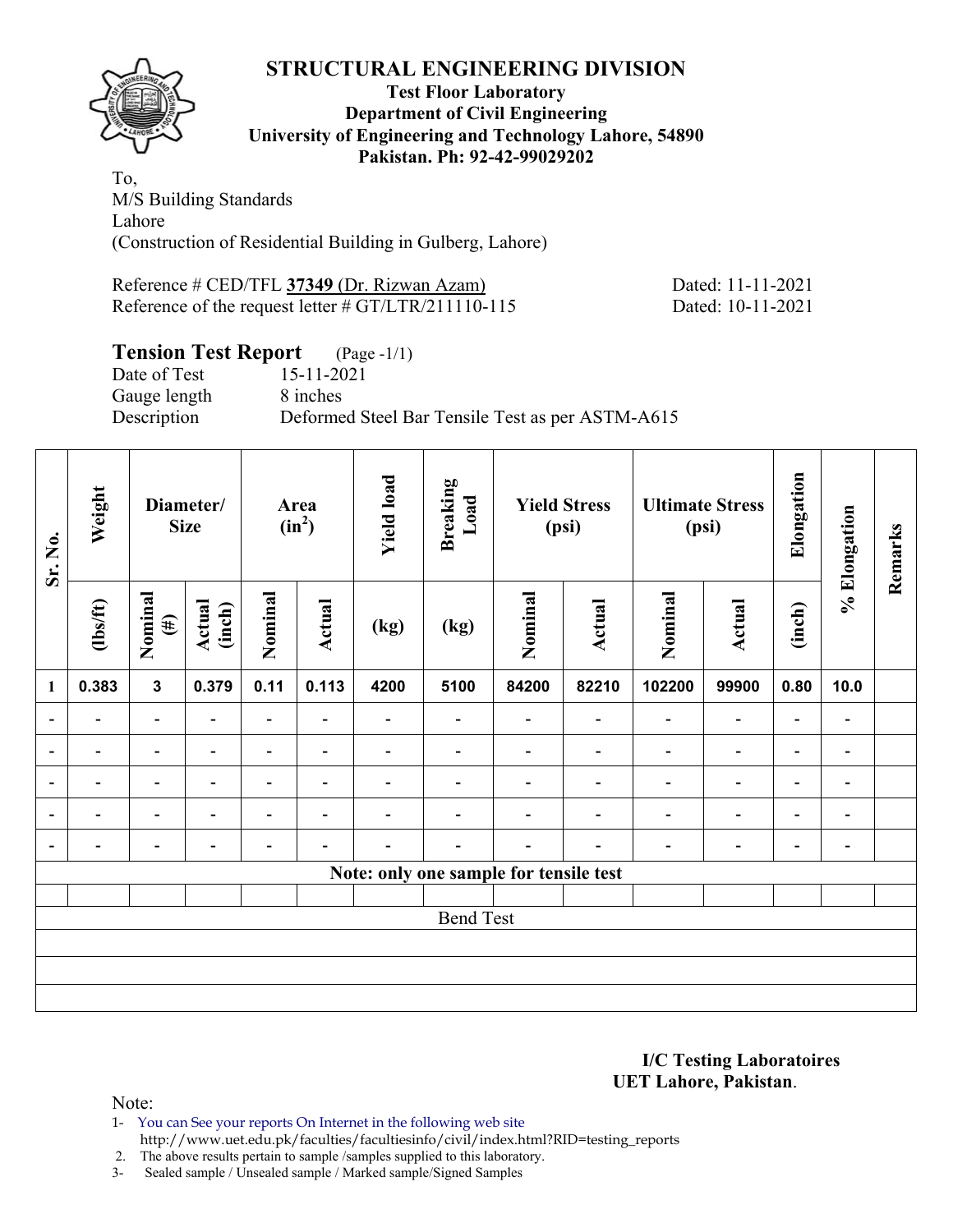# STRUCTURAL ENGINEERING DIVISION

**Test Floor Laboratory**
**Department of Civil Engineering**
**University of Engineering and Technology Lahore, 54890**
**Pakistan. Ph: 92-42-99029202**

To,
M/S Building Standards
Lahore
(Construction of Residential Building in Gulberg, Lahore)

Reference # CED/TFL **37349** (Dr. Rizwan Azam) Dated: 11-11-2021
Reference of the request letter # GT/LTR/211110-115 Dated: 10-11-2021

**Tension Test Report** (Page -1/1)
Date of Test 15-11-2021
Gauge length 8 inches
Description Deformed Steel Bar Tensile Test as per ASTM-A615

| Sr. No. | Weight | Diameter/ Size | | Area ($in^2$) | | Yield load | Breaking Load | Yield Stress (psi) | | Ultimate Stress (psi) | | Elongation | % Elongation | Remarks |
|---|---|---|---|---|---|---|---|---|---|---|---|---|---|---|
| | (lbs/ft) | Nominal (#) | Actual (inch) | Nominal | Actual | (kg) | (kg) | Nominal | Actual | Nominal | Actual | (inch) | | |
| 1 | 0.383 | 3 | 0.379 | 0.11 | 0.113 | 4200 | 5100 | 84200 | 82210 | 102200 | 99900 | 0.80 | 10.0 | |
| - | - | - | - | - | - | - | - | - | - | - | - | - | - | |
| - | - | - | - | - | - | - | - | - | - | - | - | - | - | |
| - | - | - | - | - | - | - | - | - | - | - | - | - | - | |
| - | - | - | - | - | - | - | - | - | - | - | - | - | - | |
| - | - | - | - | - | - | - | - | - | - | - | - | - | - | |
| Note: only one sample for tensile test | | | | | | | | | | | | | | |
| | | | | | | | | | | | | | | |
| Bend Test | | | | | | | | | | | | | | |
| | | | | | | | | | | | | | | |
| | | | | | | | | | | | | | | |
| | | | | | | | | | | | | | | |

**I/C Testing Laboratoires**
**UET Lahore, Pakistan**.

Note:
1- You can See your reports On Internet in the following web site
http://www.uet.edu.pk/faculties/facultiesinfo/civil/index.html?RID=testing_reports
2. The above results pertain to sample /samples supplied to this laboratory.
3- Sealed sample / Unsealed sample / Marked sample/Signed Samples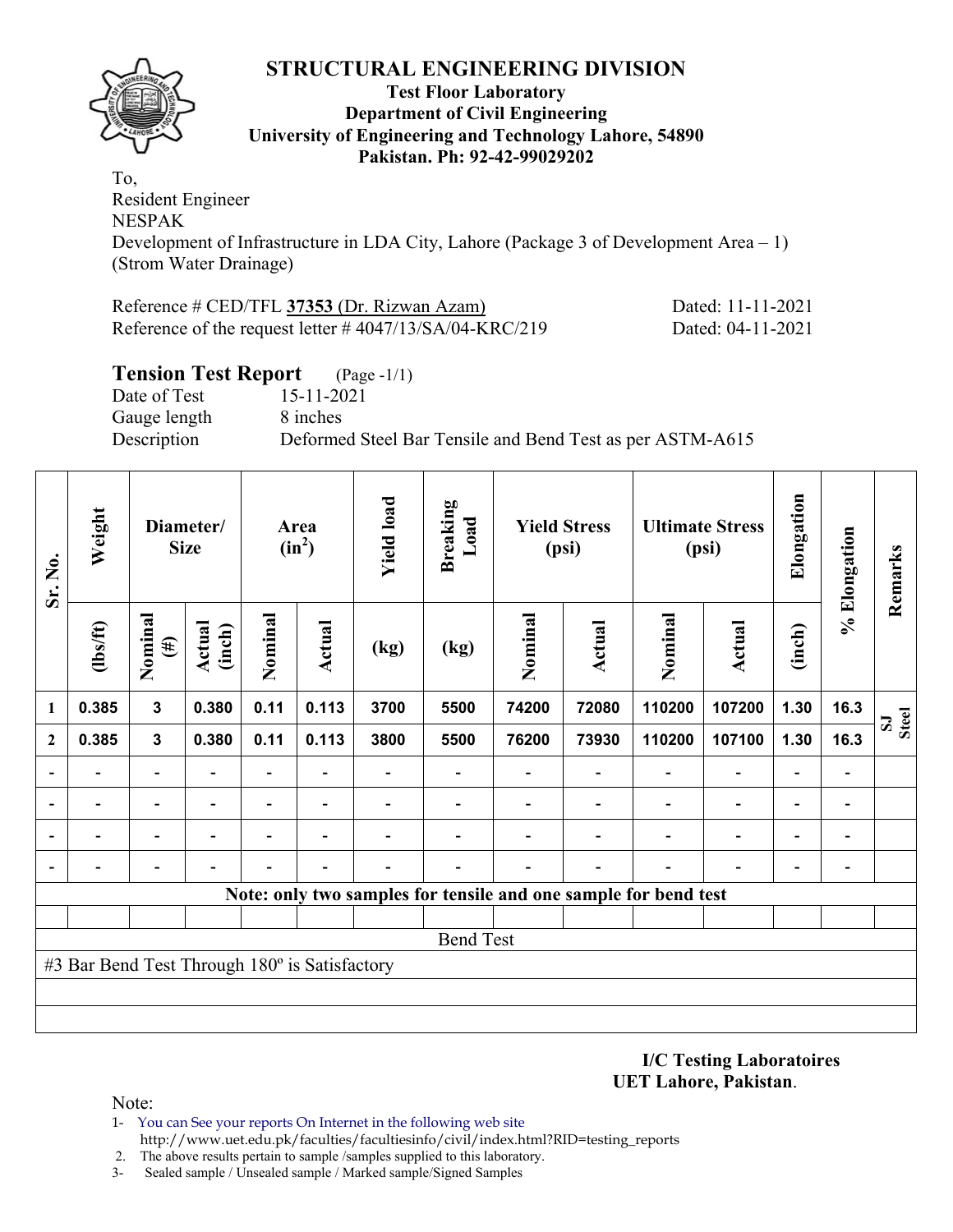# STRUCTURAL ENGINEERING DIVISION

**Test Floor Laboratory**
**Department of Civil Engineering**
**University of Engineering and Technology Lahore, 54890**
**Pakistan. Ph: 92-42-99029202**

To,
Resident Engineer
NESPAK
Development of Infrastructure in LDA City, Lahore (Package 3 of Development Area – 1)
(Strom Water Drainage)

Reference # CED/TFL **37353** (Dr. Rizwan Azam) Dated: 11-11-2021
Reference of the request letter # 4047/13/SA/04-KRC/219 Dated: 04-11-2021

## Tension Test Report (Page -1/1)

Date of Test 15-11-2021
Gauge length 8 inches
Description Deformed Steel Bar Tensile and Bend Test as per ASTM-A615

| Sr. No. | Weight | Diameter/ Size | | Area ($in^2$) | | Yield load | Breaking Load | Yield Stress (psi) | | Ultimate Stress (psi) | | Elongation | % Elongation | Remarks |
|---|---|---|---|---|---|---|---|---|---|---|---|---|---|---|
| | (lbs/ft) | Nominal (#) | Actual (inch) | Nominal | Actual | (kg) | (kg) | Nominal | Actual | Nominal | Actual | (inch) | | |
| 1 | 0.385 | 3 | 0.380 | 0.11 | 0.113 | 3700 | 5500 | 74200 | 72080 | 110200 | 107200 | 1.30 | 16.3 | SJ Steel |
| 2 | 0.385 | 3 | 0.380 | 0.11 | 0.113 | 3800 | 5500 | 76200 | 73930 | 110200 | 107100 | 1.30 | 16.3 | |
| - | - | - | - | - | - | - | - | - | - | - | - | - | - | |
| - | - | - | - | - | - | - | - | - | - | - | - | - | - | |
| - | - | - | - | - | - | - | - | - | - | - | - | - | - | |
| - | - | - | - | - | - | - | - | - | - | - | - | - | - | |

**Note: only two samples for tensile and one sample for bend test**

Bend Test

#3 Bar Bend Test Through 180º is Satisfactory

**I/C Testing Laboratoires**
**UET Lahore, Pakistan**.

Note:
1- You can See your reports On Internet in the following web site
http://www.uet.edu.pk/faculties/facultiesinfo/civil/index.html?RID=testing_reports
2. The above results pertain to sample /samples supplied to this laboratory.
3- Sealed sample / Unsealed sample / Marked sample/Signed Samples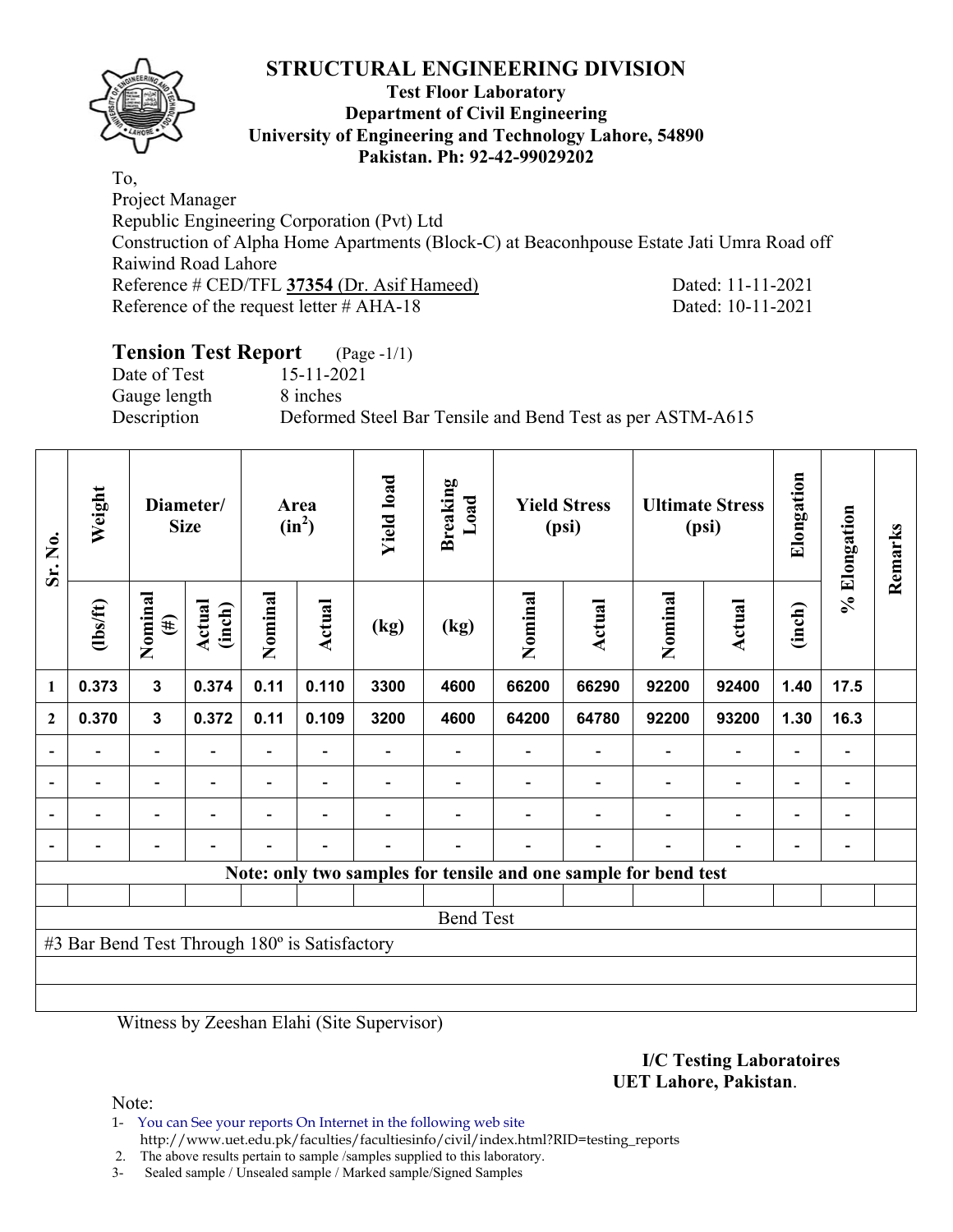# STRUCTURAL ENGINEERING DIVISION

**Test Floor Laboratory**
**Department of Civil Engineering**
**University of Engineering and Technology Lahore, 54890**
**Pakistan. Ph: 92-42-99029202**

To,
Project Manager
Republic Engineering Corporation (Pvt) Ltd
Construction of Alpha Home Apartments (Block-C) at Beaconhpouse Estate Jati Umra Road off Raiwind Road Lahore
Reference # CED/TFL **37354** (Dr. Asif Hameed) Dated: 11-11-2021
Reference of the request letter # AHA-18 Dated: 10-11-2021

## Tension Test Report (Page -1/1)

Date of Test 15-11-2021
Gauge length 8 inches
Description Deformed Steel Bar Tensile and Bend Test as per ASTM-A615

| Sr. No. | Weight | Diameter/ Size | | Area ($in^2$) | | Yield load | Breaking Load | Yield Stress (psi) | | Ultimate Stress (psi) | | Elongation | % Elongation | Remarks |
|---|---|---|---|---|---|---|---|---|---|---|---|---|---|---|
| | (lbs/ft) | Nominal (#) | Actual (inch) | Nominal | Actual | (kg) | (kg) | Nominal | Actual | Nominal | Actual | (inch) | | |
| 1 | 0.373 | 3 | 0.374 | 0.11 | 0.110 | 3300 | 4600 | 66200 | 66290 | 92200 | 92400 | 1.40 | 17.5 | |
| 2 | 0.370 | 3 | 0.372 | 0.11 | 0.109 | 3200 | 4600 | 64200 | 64780 | 92200 | 93200 | 1.30 | 16.3 | |
| - | - | - | - | - | - | - | - | - | - | - | - | - | - | |
| - | - | - | - | - | - | - | - | - | - | - | - | - | - | |
| - | - | - | - | - | - | - | - | - | - | - | - | - | - | |
| - | - | - | - | - | - | - | - | - | - | - | - | - | - | |

**Note: only two samples for tensile and one sample for bend test**

Bend Test

#3 Bar Bend Test Through 180º is Satisfactory

Witness by Zeeshan Elahi (Site Supervisor)

**I/C Testing Laboratoires**
**UET Lahore, Pakistan**.

Note:

1- You can See your reports On Internet in the following web site
http://www.uet.edu.pk/faculties/facultiesinfo/civil/index.html?RID=testing_reports
2. The above results pertain to sample /samples supplied to this laboratory.
3- Sealed sample / Unsealed sample / Marked sample/Signed Samples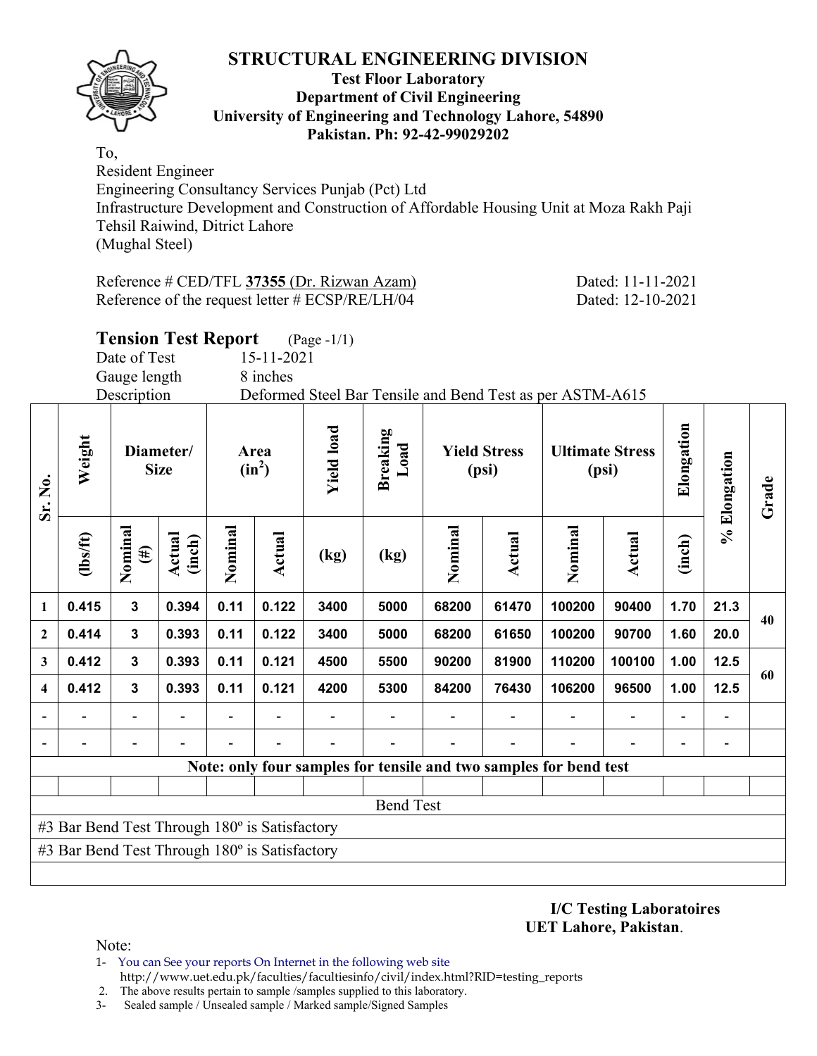# STRUCTURAL ENGINEERING DIVISION

**Test Floor Laboratory**
**Department of Civil Engineering**
**University of Engineering and Technology Lahore, 54890**
**Pakistan. Ph: 92-42-99029202**

To,
Resident Engineer
Engineering Consultancy Services Punjab (Pct) Ltd
Infrastructure Development and Construction of Affordable Housing Unit at Moza Rakh Paji
Tehsil Raiwind, Ditrict Lahore
(Mughal Steel)

Reference # CED/TFL **37355** (Dr. Rizwan Azam) Dated: 11-11-2021
Reference of the request letter # ECSP/RE/LH/04 Dated: 12-10-2021

## Tension Test Report (Page -1/1)

Date of Test 15-11-2021
Gauge length 8 inches
Description Deformed Steel Bar Tensile and Bend Test as per ASTM-A615

| Sr. No. | Weight | Diameter/ Size | | Area ($in^2$) | | Yield load | Breaking Load | Yield Stress (psi) | | Ultimate Stress (psi) | | Elongation | % Elongation | Grade |
|---|---|---|---|---|---|---|---|---|---|---|---|---|---|---|
| | (lbs/ft) | Nominal (#) | Actual (inch) | Nominal | Actual | (kg) | (kg) | Nominal | Actual | Nominal | Actual | (inch) | | |
| 1 | 0.415 | 3 | 0.394 | 0.11 | 0.122 | 3400 | 5000 | 68200 | 61470 | 100200 | 90400 | 1.70 | 21.3 | 40 |
| 2 | 0.414 | 3 | 0.393 | 0.11 | 0.122 | 3400 | 5000 | 68200 | 61650 | 100200 | 90700 | 1.60 | 20.0 | |
| 3 | 0.412 | 3 | 0.393 | 0.11 | 0.121 | 4500 | 5500 | 90200 | 81900 | 110200 | 100100 | 1.00 | 12.5 | 60 |
| 4 | 0.412 | 3 | 0.393 | 0.11 | 0.121 | 4200 | 5300 | 84200 | 76430 | 106200 | 96500 | 1.00 | 12.5 | |
| - | - | - | - | - | - | - | - | - | - | - | - | - | - | |
| - | - | - | - | - | - | - | - | - | - | - | - | - | - | |

**Note: only four samples for tensile and two samples for bend test**

Bend Test

#3 Bar Bend Test Through 180º is Satisfactory
#3 Bar Bend Test Through 180º is Satisfactory

**I/C Testing Laboratoires**
**UET Lahore, Pakistan**.

Note:
1- You can See your reports On Internet in the following web site
http://www.uet.edu.pk/faculties/facultiesinfo/civil/index.html?RID=testing_reports
2. The above results pertain to sample /samples supplied to this laboratory.
3- Sealed sample / Unsealed sample / Marked sample/Signed Samples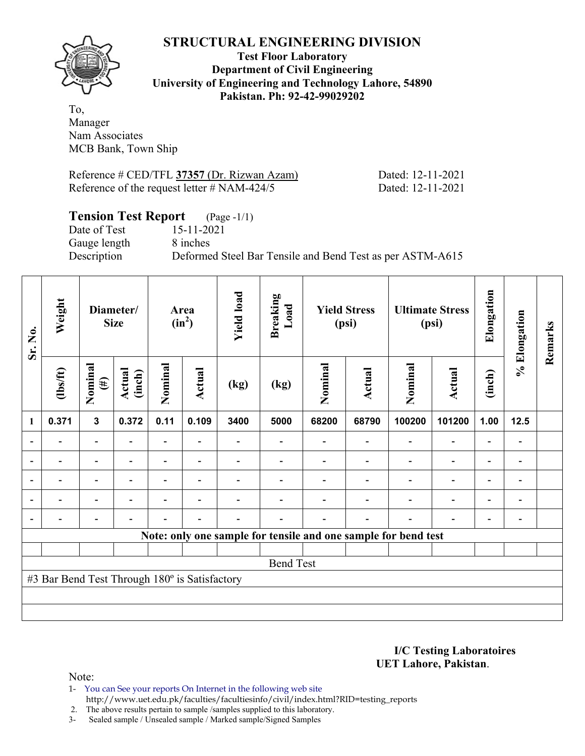# STRUCTURAL ENGINEERING DIVISION

**Test Floor Laboratory**
**Department of Civil Engineering**
**University of Engineering and Technology Lahore, 54890**
**Pakistan. Ph: 92-42-99029202**

To,
Manager
Nam Associates
MCB Bank, Town Ship

Reference # CED/TFL **37357** (Dr. Rizwan Azam) Dated: 12-11-2021
Reference of the request letter # NAM-424/5 Dated: 12-11-2021

## Tension Test Report (Page -1/1)

Date of Test 15-11-2021
Gauge length 8 inches
Description Deformed Steel Bar Tensile and Bend Test as per ASTM-A615

| Sr. No. | Weight | Diameter/ Size | | Area ($in^2$) | | Yield load | Breaking Load | Yield Stress (psi) | | Ultimate Stress (psi) | | Elongation | % Elongation | Remarks |
|---|---|---|---|---|---|---|---|---|---|---|---|---|---|---|
| | (lbs/ft) | Nominal (#) | Actual (inch) | Nominal | Actual | (kg) | (kg) | Nominal | Actual | Nominal | Actual | (inch) | | |
| 1 | 0.371 | 3 | 0.372 | 0.11 | 0.109 | 3400 | 5000 | 68200 | 68790 | 100200 | 101200 | 1.00 | 12.5 | |
| - | - | - | - | - | - | - | - | - | - | - | - | - | - | |
| - | - | - | - | - | - | - | - | - | - | - | - | - | - | |
| - | - | - | - | - | - | - | - | - | - | - | - | - | - | |
| - | - | - | - | - | - | - | - | - | - | - | - | - | - | |
| - | - | - | - | - | - | - | - | - | - | - | - | - | - | |
| Note: only one sample for tensile and one sample for bend test | | | | | | | | | | | | | | |
| Bend Test | | | | | | | | | | | | | | |
| #3 Bar Bend Test Through 180º is Satisfactory | | | | | | | | | | | | | | |

**I/C Testing Laboratoires**
**UET Lahore, Pakistan**.

Note:
1- You can See your reports On Internet in the following web site http://www.uet.edu.pk/faculties/facultiesinfo/civil/index.html?RID=testing_reports
2. The above results pertain to sample /samples supplied to this laboratory.
3- Sealed sample / Unsealed sample / Marked sample/Signed Samples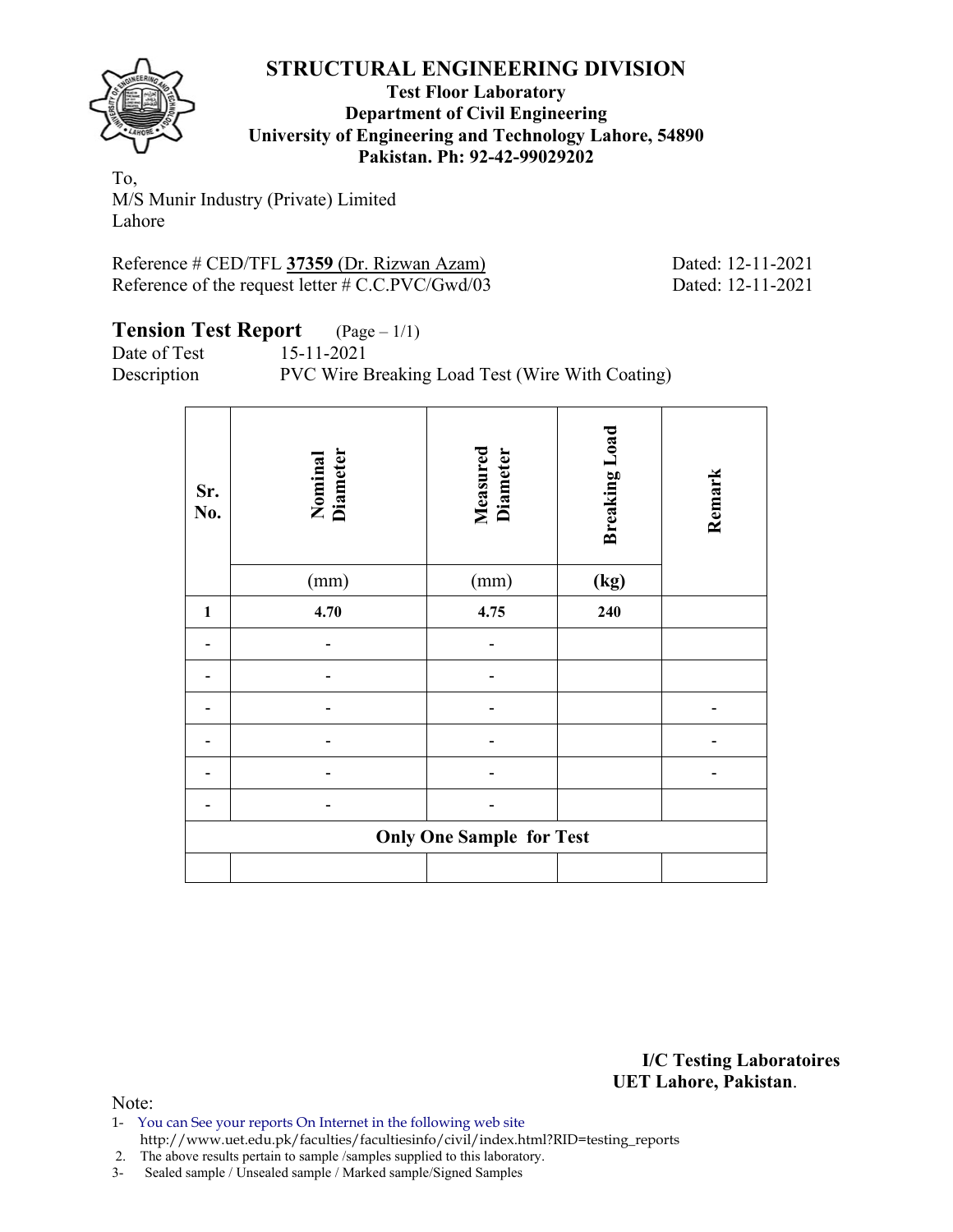# STRUCTURAL ENGINEERING DIVISION

**Test Floor Laboratory**
**Department of Civil Engineering**
**University of Engineering and Technology Lahore, 54890**
**Pakistan. Ph: 92-42-99029202**

To,
M/S Munir Industry (Private) Limited
Lahore

Reference # CED/TFL **37359** (Dr. Rizwan Azam) Dated: 12-11-2021
Reference of the request letter # C.C.PVC/Gwd/03 Dated: 12-11-2021

## Tension Test Report (Page – 1/1)

Date of Test 15-11-2021
Description PVC Wire Breaking Load Test (Wire With Coating)

| Sr. No. | Nominal Diameter | Measured Diameter | Breaking Load | Remark |
|---|---|---|---|---|
| | (mm) | (mm) | **(kg)** | |
| **1** | **4.70** | **4.75** | **240** | |
| - | - | - | | |
| - | - | - | | |
| - | - | - | | - |
| - | - | - | | - |
| - | - | - | | - |
| - | - | - | | |
| **Only One Sample for Test** | | | | |
| | | | | |

**I/C Testing Laboratoires**
**UET Lahore, Pakistan**.

Note:
1- You can See your reports On Internet in the following web site
http://www.uet.edu.pk/faculties/facultiesinfo/civil/index.html?RID=testing_reports
2. The above results pertain to sample /samples supplied to this laboratory.
3- Sealed sample / Unsealed sample / Marked sample/Signed Samples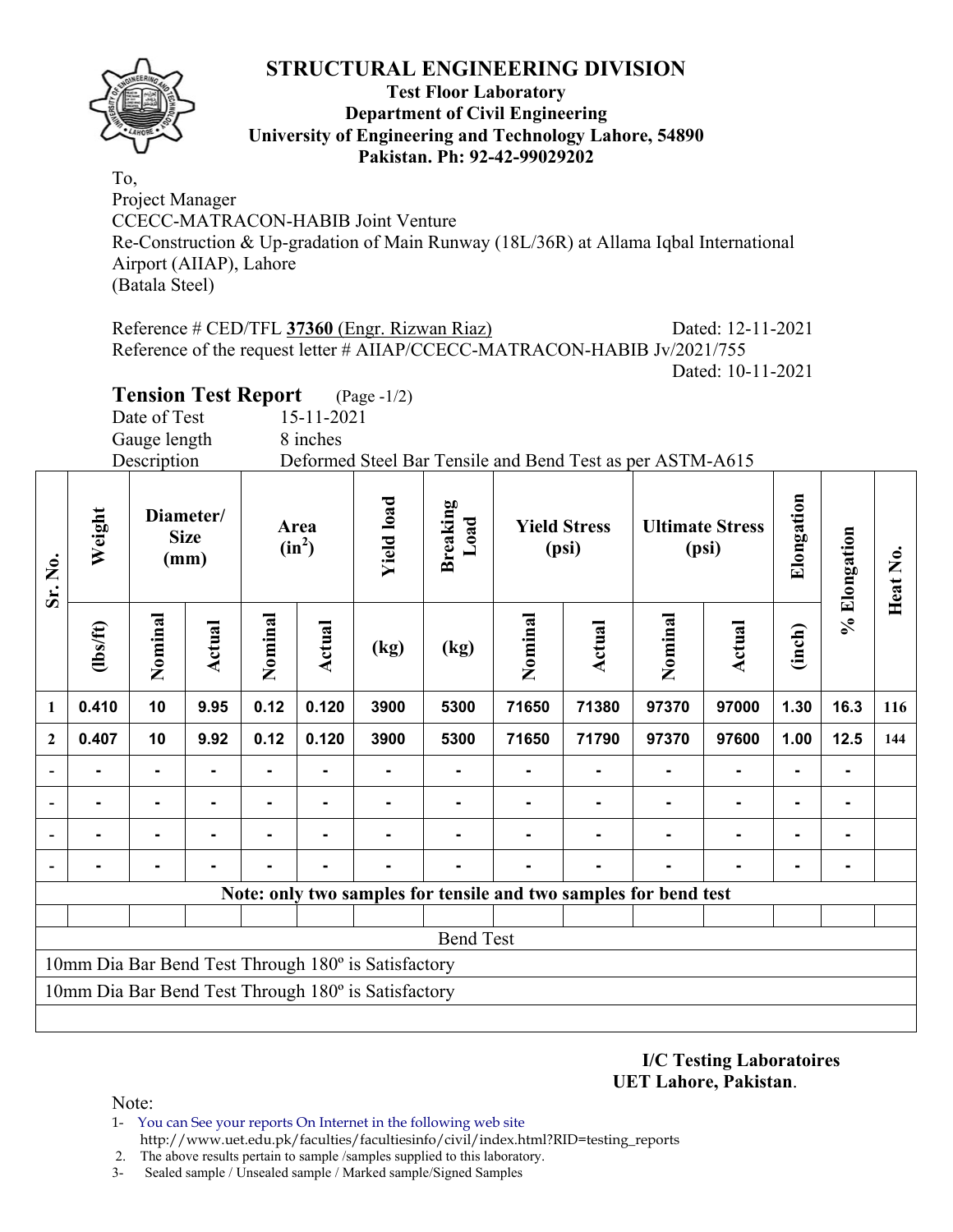# STRUCTURAL ENGINEERING DIVISION

**Test Floor Laboratory**
**Department of Civil Engineering**
**University of Engineering and Technology Lahore, 54890**
**Pakistan. Ph: 92-42-99029202**

To,
Project Manager
CCECC-MATRACON-HABIB Joint Venture
Re-Construction & Up-gradation of Main Runway (18L/36R) at Allama Iqbal International Airport (AIIAP), Lahore
(Batala Steel)

Reference # CED/TFL **37360** (Engr. Rizwan Riaz) Dated: 12-11-2021
Reference of the request letter # AIIAP/CCECC-MATRACON-HABIB Jv/2021/755
Dated: 10-11-2021

## Tension Test Report (Page -1/2)

Date of Test 15-11-2021
Gauge length 8 inches
Description Deformed Steel Bar Tensile and Bend Test as per ASTM-A615

| Sr. No. | Weight | Diameter/ Size (mm) | | Area ($in^2$) | | Yield load | Breaking Load | Yield Stress (psi) | | Ultimate Stress (psi) | | Elongation | % Elongation | Heat No. |
|---|---|---|---|---|---|---|---|---|---|---|---|---|---|---|
| | (lbs/ft) | Nominal | Actual | Nominal | Actual | (kg) | (kg) | Nominal | Actual | Nominal | Actual | (inch) | | |
| 1 | 0.410 | 10 | 9.95 | 0.12 | 0.120 | 3900 | 5300 | 71650 | 71380 | 97370 | 97000 | 1.30 | 16.3 | 116 |
| 2 | 0.407 | 10 | 9.92 | 0.12 | 0.120 | 3900 | 5300 | 71650 | 71790 | 97370 | 97600 | 1.00 | 12.5 | 144 |
| - | - | - | - | - | - | - | - | - | - | - | - | - | - | |
| - | - | - | - | - | - | - | - | - | - | - | - | - | - | |
| - | - | - | - | - | - | - | - | - | - | - | - | - | - | |
| - | - | - | - | - | - | - | - | - | - | - | - | - | - | |

**Note: only two samples for tensile and two samples for bend test**

Bend Test

10mm Dia Bar Bend Test Through 180º is Satisfactory

10mm Dia Bar Bend Test Through 180º is Satisfactory

**I/C Testing Laboratoires**
**UET Lahore, Pakistan**.

Note:
1- You can See your reports On Internet in the following web site
http://www.uet.edu.pk/faculties/facultiesinfo/civil/index.html?RID=testing_reports
2. The above results pertain to sample /samples supplied to this laboratory.
3- Sealed sample / Unsealed sample / Marked sample/Signed Samples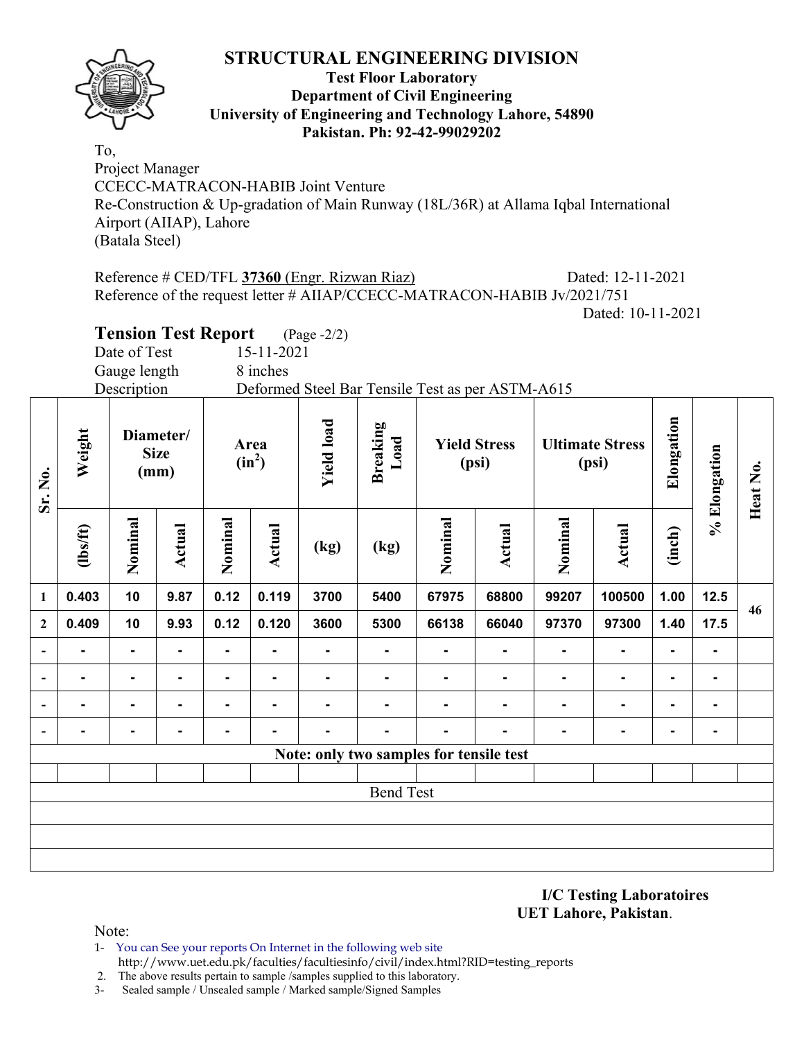# STRUCTURAL ENGINEERING DIVISION

**Test Floor Laboratory**
**Department of Civil Engineering**
**University of Engineering and Technology Lahore, 54890**
**Pakistan. Ph: 92-42-99029202**

To,
Project Manager
CCECC-MATRACON-HABIB Joint Venture
Re-Construction & Up-gradation of Main Runway (18L/36R) at Allama Iqbal International Airport (AIIAP), Lahore
(Batala Steel)

Reference # CED/TFL **37360** (Engr. Rizwan Riaz) Dated: 12-11-2021
Reference of the request letter # AIIAP/CCECC-MATRACON-HABIB Jv/2021/751
Dated: 10-11-2021

## Tension Test Report (Page -2/2)

Date of Test 15-11-2021
Gauge length 8 inches
Description Deformed Steel Bar Tensile Test as per ASTM-A615

| Sr. No. | Weight | Diameter/ Size (mm) | | Area (in$^2$) | | Yield load | Breaking Load | Yield Stress (psi) | | Ultimate Stress (psi) | | Elongation | % Elongation | Heat No. |
|---|---|---|---|---|---|---|---|---|---|---|---|---|---|---|
| | (lbs/ft) | Nominal | Actual | Nominal | Actual | (kg) | (kg) | Nominal | Actual | Nominal | Actual | (inch) | | |
| **1** | **0.403** | **10** | **9.87** | **0.12** | **0.119** | **3700** | **5400** | **67975** | **68800** | **99207** | **100500** | **1.00** | **12.5** | **46** |
| **2** | **0.409** | **10** | **9.93** | **0.12** | **0.120** | **3600** | **5300** | **66138** | **66040** | **97370** | **97300** | **1.40** | **17.5** | |
| - | - | - | - | - | - | - | - | - | - | - | - | - | - | |
| - | - | - | - | - | - | - | - | - | - | - | - | - | - | |
| - | - | - | - | - | - | - | - | - | - | - | - | - | - | |
| - | - | - | - | - | - | - | - | - | - | - | - | - | - | |
| **Note: only two samples for tensile test** | | | | | | | | | | | | | | |
| Bend Test | | | | | | | | | | | | | | |

**I/C Testing Laboratoires**
**UET Lahore, Pakistan**.

Note:
1- You can See your reports On Internet in the following web site
http://www.uet.edu.pk/faculties/facultiesinfo/civil/index.html?RID=testing_reports
2. The above results pertain to sample /samples supplied to this laboratory.
3- Sealed sample / Unsealed sample / Marked sample/Signed Samples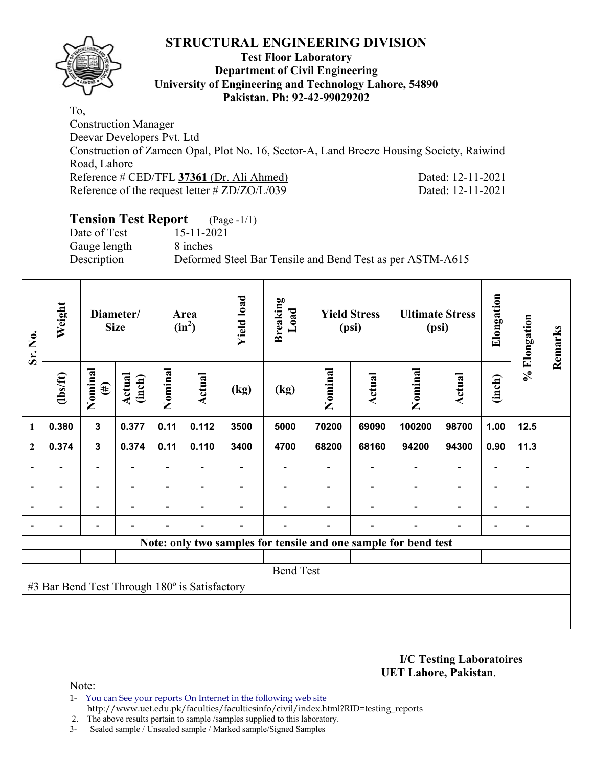# STRUCTURAL ENGINEERING DIVISION

**Test Floor Laboratory**
**Department of Civil Engineering**
**University of Engineering and Technology Lahore, 54890**
**Pakistan. Ph: 92-42-99029202**

To,
Construction Manager
Deevar Developers Pvt. Ltd
Construction of Zameen Opal, Plot No. 16, Sector-A, Land Breeze Housing Society, Raiwind Road, Lahore
Reference # CED/TFL **37361** (Dr. Ali Ahmed) Dated: 12-11-2021
Reference of the request letter # ZD/ZO/L/039 Dated: 12-11-2021

## Tension Test Report (Page -1/1)

Date of Test 15-11-2021
Gauge length 8 inches
Description Deformed Steel Bar Tensile and Bend Test as per ASTM-A615

| Sr. No. | Weight | Diameter/ Size | | Area ($in^2$) | | Yield load | Breaking Load | Yield Stress (psi) | | Ultimate Stress (psi) | | Elongation | % Elongation | Remarks |
|---|---|---|---|---|---|---|---|---|---|---|---|---|---|---|
| | (lbs/ft) | Nominal (#) | Actual (inch) | Nominal | Actual | (kg) | (kg) | Nominal | Actual | Nominal | Actual | (inch) | | |
| 1 | 0.380 | 3 | 0.377 | 0.11 | 0.112 | 3500 | 5000 | 70200 | 69090 | 100200 | 98700 | 1.00 | 12.5 | |
| 2 | 0.374 | 3 | 0.374 | 0.11 | 0.110 | 3400 | 4700 | 68200 | 68160 | 94200 | 94300 | 0.90 | 11.3 | |
| - | - | - | - | - | - | - | - | - | - | - | - | - | - | |
| - | - | - | - | - | - | - | - | - | - | - | - | - | - | |
| - | - | - | - | - | - | - | - | - | - | - | - | - | - | |
| - | - | - | - | - | - | - | - | - | - | - | - | - | - | |
| **Note: only two samples for tensile and one sample for bend test** | | | | | | | | | | | | | | |
| Bend Test | | | | | | | | | | | | | | |
| #3 Bar Bend Test Through 180º is Satisfactory | | | | | | | | | | | | | | |

**I/C Testing Laboratoires**
**UET Lahore, Pakistan**.

Note:
1- You can See your reports On Internet in the following web site
http://www.uet.edu.pk/faculties/facultiesinfo/civil/index.html?RID=testing_reports
2. The above results pertain to sample /samples supplied to this laboratory.
3- Sealed sample / Unsealed sample / Marked sample/Signed Samples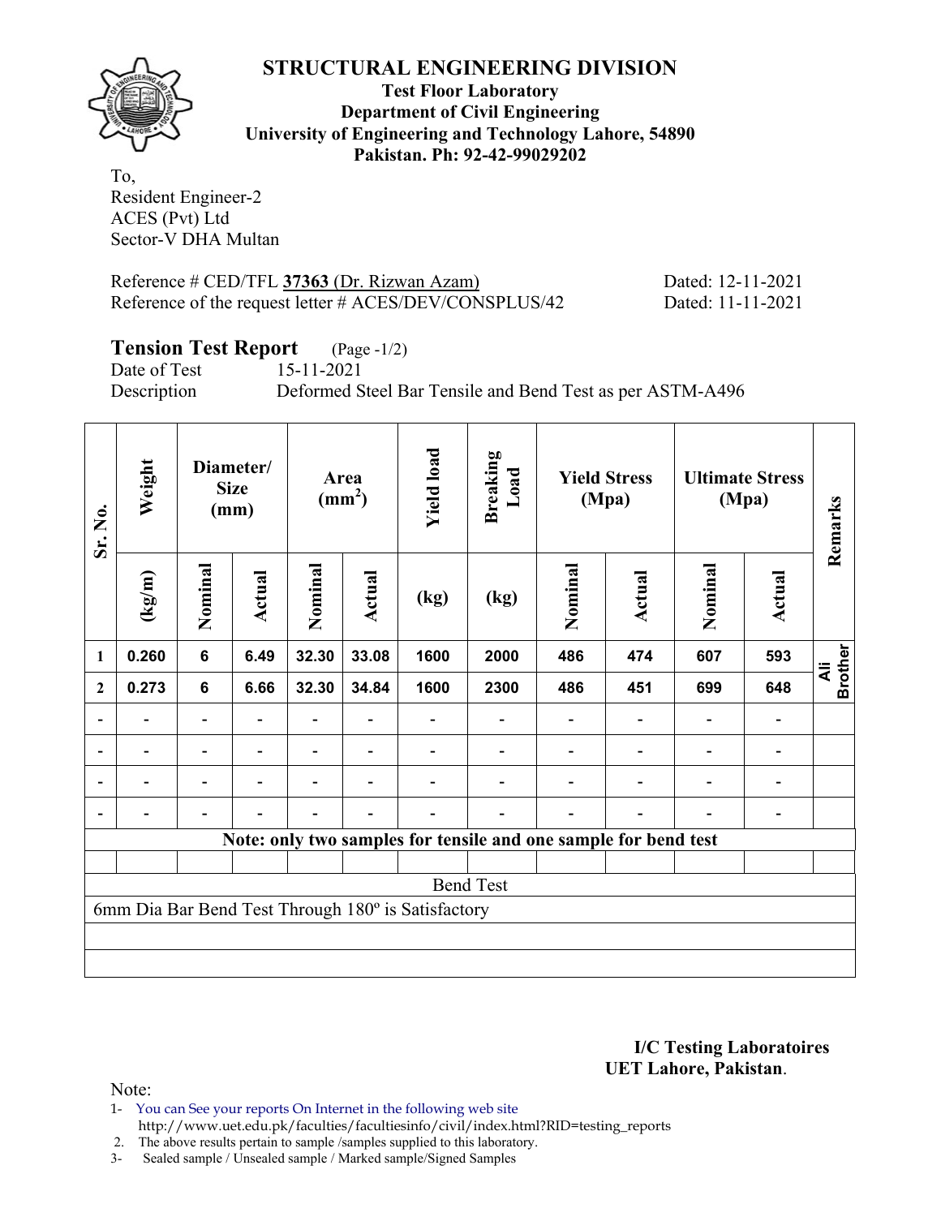# STRUCTURAL ENGINEERING DIVISION

**Test Floor Laboratory**
**Department of Civil Engineering**
**University of Engineering and Technology Lahore, 54890**
**Pakistan. Ph: 92-42-99029202**

To,
Resident Engineer-2
ACES (Pvt) Ltd
Sector-V DHA Multan

Reference # CED/TFL **37363** (Dr. Rizwan Azam) Dated: 12-11-2021
Reference of the request letter # ACES/DEV/CONSPLUS/42 Dated: 11-11-2021

## Tension Test Report (Page -1/2)

Date of Test 15-11-2021
Description Deformed Steel Bar Tensile and Bend Test as per ASTM-A496

| Sr. No. | Weight | Diameter/ Size (mm) | | Area ($mm^2$) | | Yield load | Breaking Load | Yield Stress (Mpa) | | Ultimate Stress (Mpa) | | Remarks |
|---|---|---|---|---|---|---|---|---|---|---|---|---|
| | (kg/m) | Nominal | Actual | Nominal | Actual | (kg) | (kg) | Nominal | Actual | Nominal | Actual | |
| 1 | 0.260 | 6 | 6.49 | 32.30 | 33.08 | 1600 | 2000 | 486 | 474 | 607 | 593 | Ali Brother |
| 2 | 0.273 | 6 | 6.66 | 32.30 | 34.84 | 1600 | 2300 | 486 | 451 | 699 | 648 | |
| - | - | - | - | - | - | - | - | - | - | - | - | |
| - | - | - | - | - | - | - | - | - | - | - | - | |
| - | - | - | - | - | - | - | - | - | - | - | - | |
| - | - | - | - | - | - | - | - | - | - | - | - | |
| **Note: only two samples for tensile and one sample for bend test** | | | | | | | | | | | | |
| | | | | | | | | | | | | |
| Bend Test | | | | | | | | | | | | |
| 6mm Dia Bar Bend Test Through 180º is Satisfactory | | | | | | | | | | | | |

**I/C Testing Laboratoires**
**UET Lahore, Pakistan**.

Note:
1- You can See your reports On Internet in the following web site
http://www.uet.edu.pk/faculties/facultiesinfo/civil/index.html?RID=testing_reports
2. The above results pertain to sample /samples supplied to this laboratory.
3- Sealed sample / Unsealed sample / Marked sample/Signed Samples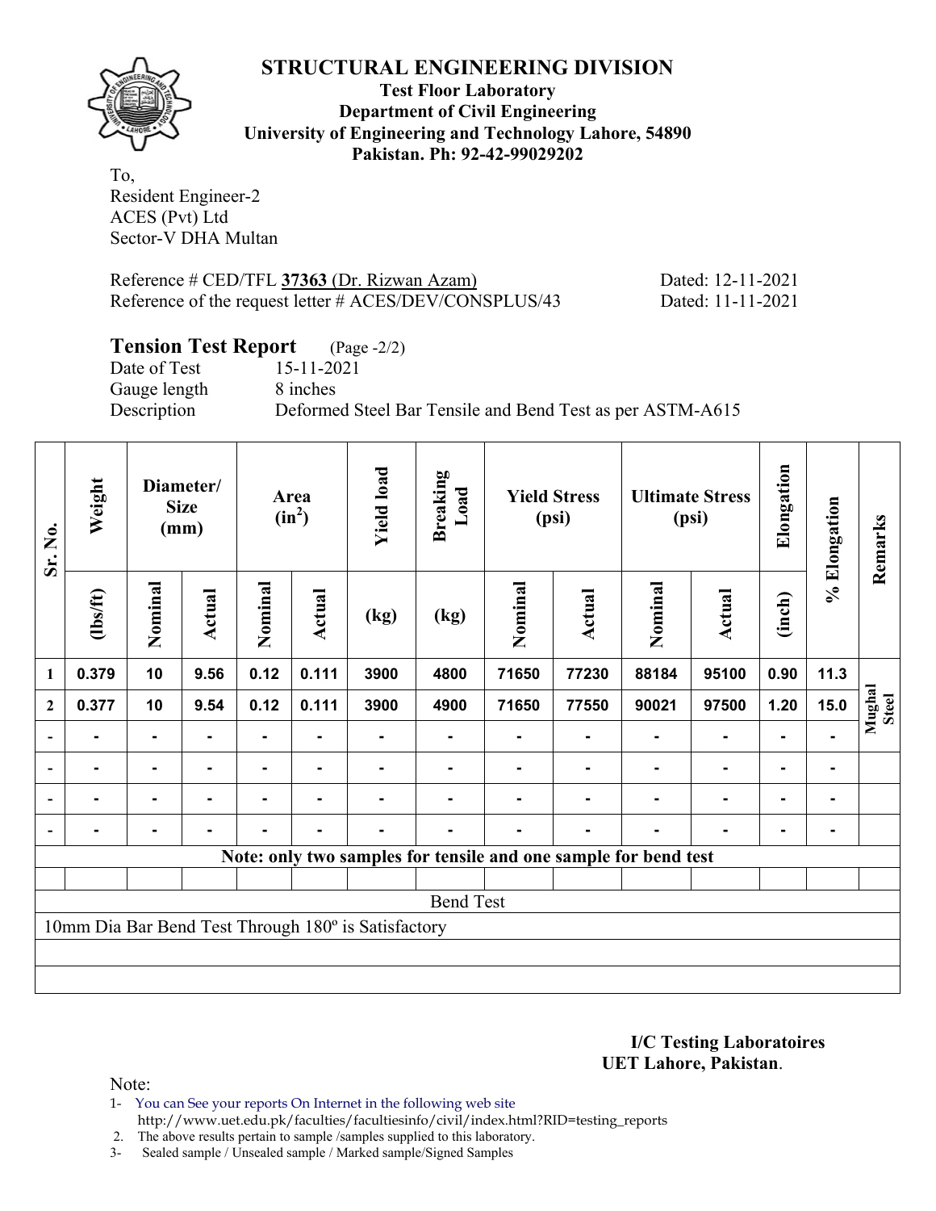# STRUCTURAL ENGINEERING DIVISION

**Test Floor Laboratory**
**Department of Civil Engineering**
**University of Engineering and Technology Lahore, 54890**
**Pakistan. Ph: 92-42-99029202**

To,
Resident Engineer-2
ACES (Pvt) Ltd
Sector-V DHA Multan

Reference # CED/TFL **37363** (Dr. Rizwan Azam) Dated: 12-11-2021
Reference of the request letter # ACES/DEV/CONSPLUS/43 Dated: 11-11-2021

## Tension Test Report (Page -2/2)

Date of Test 15-11-2021
Gauge length 8 inches
Description Deformed Steel Bar Tensile and Bend Test as per ASTM-A615

| Sr. No. | Weight | Diameter/ Size (mm) | | Area ($in^2$) | | Yield load | Breaking Load | Yield Stress (psi) | | Ultimate Stress (psi) | | Elongation | % Elongation | Remarks |
|---|---|---|---|---|---|---|---|---|---|---|---|---|---|---|
| | (lbs/ft) | Nominal | Actual | Nominal | Actual | (kg) | (kg) | Nominal | Actual | Nominal | Actual | (inch) | | |
| 1 | 0.379 | 10 | 9.56 | 0.12 | 0.111 | 3900 | 4800 | 71650 | 77230 | 88184 | 95100 | 0.90 | 11.3 | Mughal Steel |
| 2 | 0.377 | 10 | 9.54 | 0.12 | 0.111 | 3900 | 4900 | 71650 | 77550 | 90021 | 97500 | 1.20 | 15.0 | |
| - | - | - | - | - | - | - | - | - | - | - | - | - | - | |
| - | - | - | - | - | - | - | - | - | - | - | - | - | - | |
| - | - | - | - | - | - | - | - | - | - | - | - | - | - | |
| - | - | - | - | - | - | - | - | - | - | - | - | - | - | |

**Note: only two samples for tensile and one sample for bend test**

Bend Test

10mm Dia Bar Bend Test Through 180º is Satisfactory

**I/C Testing Laboratoires**
**UET Lahore, Pakistan**.

Note:

1- You can See your reports On Internet in the following web site
http://www.uet.edu.pk/faculties/facultiesinfo/civil/index.html?RID=testing_reports
2. The above results pertain to sample /samples supplied to this laboratory.
3- Sealed sample / Unsealed sample / Marked sample/Signed Samples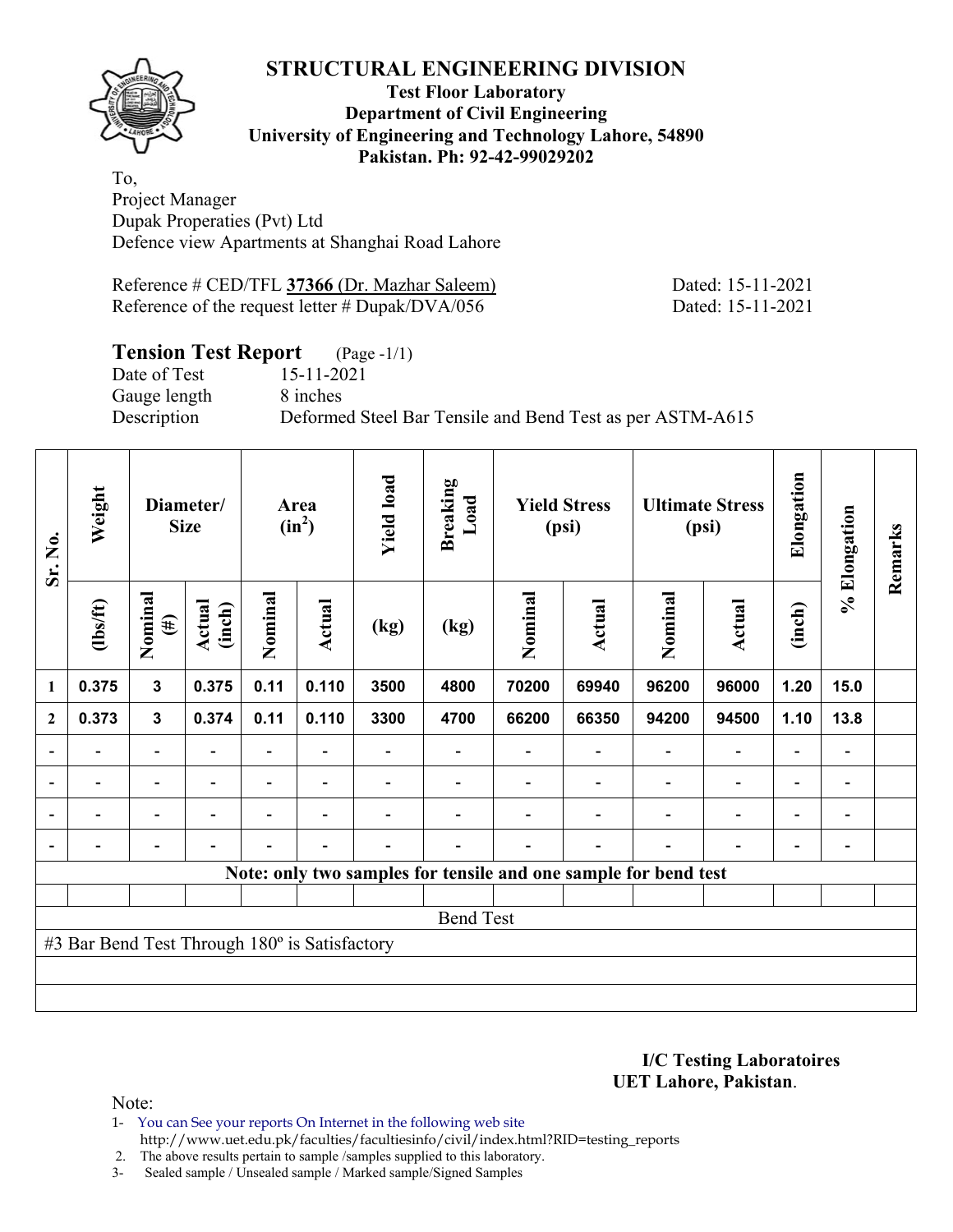# STRUCTURAL ENGINEERING DIVISION

**Test Floor Laboratory**
**Department of Civil Engineering**
**University of Engineering and Technology Lahore, 54890**
**Pakistan. Ph: 92-42-99029202**

To,
Project Manager
Dupak Properaties (Pvt) Ltd
Defence view Apartments at Shanghai Road Lahore

Reference # CED/TFL **37366** (Dr. Mazhar Saleem) Dated: 15-11-2021
Reference of the request letter # Dupak/DVA/056 Dated: 15-11-2021

## Tension Test Report (Page -1/1)

Date of Test 15-11-2021
Gauge length 8 inches
Description Deformed Steel Bar Tensile and Bend Test as per ASTM-A615

| Sr. No. | Weight | Diameter/ Size | | Area ($in^2$) | | Yield load | Breaking Load | Yield Stress (psi) | | Ultimate Stress (psi) | | Elongation | % Elongation | Remarks |
|---|---|---|---|---|---|---|---|---|---|---|---|---|---|---|
| | (lbs/ft) | Nominal (#) | Actual (inch) | Nominal | Actual | (kg) | (kg) | Nominal | Actual | Nominal | Actual | (inch) | | |
| 1 | 0.375 | 3 | 0.375 | 0.11 | 0.110 | 3500 | 4800 | 70200 | 69940 | 96200 | 96000 | 1.20 | 15.0 | |
| 2 | 0.373 | 3 | 0.374 | 0.11 | 0.110 | 3300 | 4700 | 66200 | 66350 | 94200 | 94500 | 1.10 | 13.8 | |
| - | - | - | - | - | - | - | - | - | - | - | - | - | - | |
| - | - | - | - | - | - | - | - | - | - | - | - | - | - | |
| - | - | - | - | - | - | - | - | - | - | - | - | - | - | |
| - | - | - | - | - | - | - | - | - | - | - | - | - | - | |
| **Note: only two samples for tensile and one sample for bend test** | | | | | | | | | | | | | | |
| Bend Test | | | | | | | | | | | | | | |
| #3 Bar Bend Test Through 180º is Satisfactory | | | | | | | | | | | | | | |

**I/C Testing Laboratoires**
**UET Lahore, Pakistan**.

Note:
1- You can See your reports On Internet in the following web site
http://www.uet.edu.pk/faculties/facultiesinfo/civil/index.html?RID=testing_reports
2. The above results pertain to sample /samples supplied to this laboratory.
3- Sealed sample / Unsealed sample / Marked sample/Signed Samples